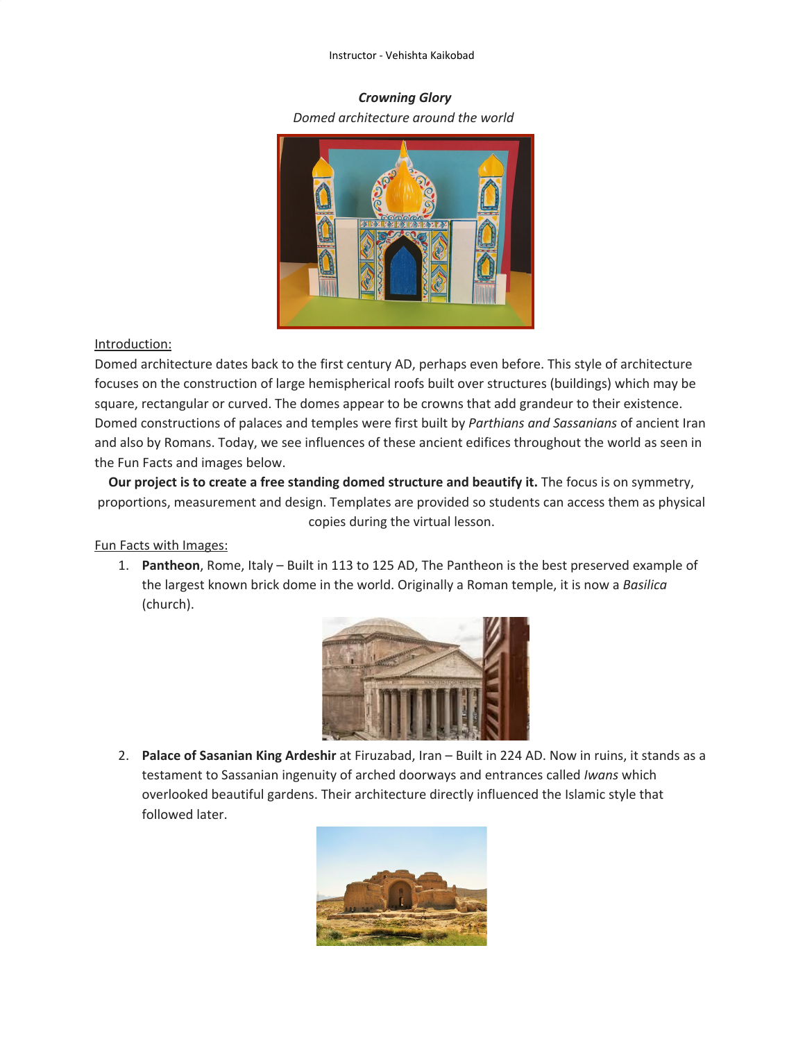Instructor - Vehishta Kaikobad

***Crowning Glory***

*Domed architecture around the world*

Introduction:

Domed architecture dates back to the first century AD, perhaps even before. This style of architecture focuses on the construction of large hemispherical roofs built over structures (buildings) which may be square, rectangular or curved. The domes appear to be crowns that add grandeur to their existence. Domed constructions of palaces and temples were first built by *Parthians and Sassanians* of ancient Iran and also by Romans. Today, we see influences of these ancient edifices throughout the world as seen in the Fun Facts and images below.

**Our project is to create a free standing domed structure and beautify it.** The focus is on symmetry, proportions, measurement and design. Templates are provided so students can access them as physical copies during the virtual lesson.

Fun Facts with Images:

1. **Pantheon**, Rome, Italy – Built in 113 to 125 AD, The Pantheon is the best preserved example of the largest known brick dome in the world. Originally a Roman temple, it is now a *Basilica* (church).

2. **Palace of Sasanian King Ardeshir** at Firuzabad, Iran – Built in 224 AD. Now in ruins, it stands as a testament to Sassanian ingenuity of arched doorways and entrances called *Iwans* which overlooked beautiful gardens. Their architecture directly influenced the Islamic style that followed later.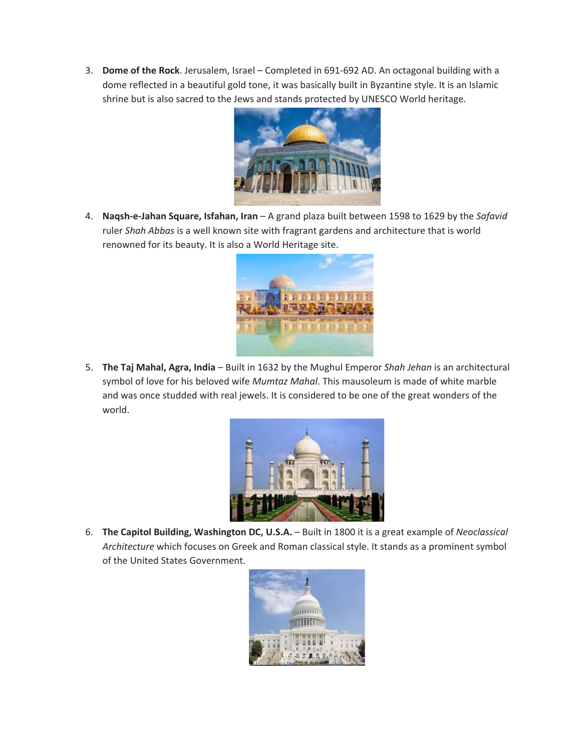3. **Dome of the Rock**. Jerusalem, Israel – Completed in 691-692 AD. An octagonal building with a dome reflected in a beautiful gold tone, it was basically built in Byzantine style. It is an Islamic shrine but is also sacred to the Jews and stands protected by UNESCO World heritage.

4. **Naqsh-e-Jahan Square, Isfahan, Iran** – A grand plaza built between 1598 to 1629 by the *Safavid* ruler *Shah Abbas* is a well known site with fragrant gardens and architecture that is world renowned for its beauty. It is also a World Heritage site.

5. **The Taj Mahal, Agra, India** – Built in 1632 by the Mughul Emperor *Shah Jehan* is an architectural symbol of love for his beloved wife *Mumtaz Mahal*. This mausoleum is made of white marble and was once studded with real jewels. It is considered to be one of the great wonders of the world.

6. **The Capitol Building, Washington DC, U.S.A.** – Built in 1800 it is a great example of *Neoclassical Architecture* which focuses on Greek and Roman classical style. It stands as a prominent symbol of the United States Government.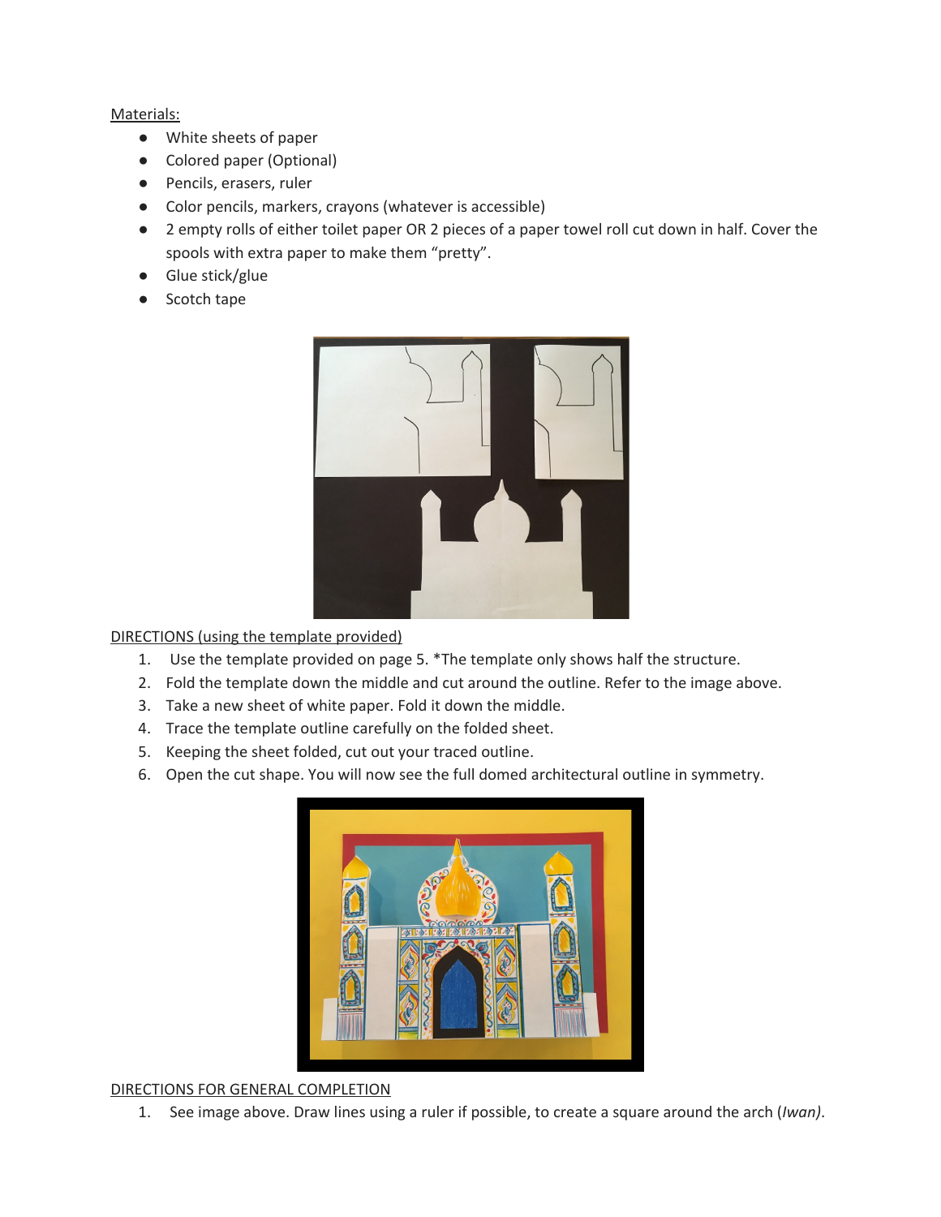Materials:

- White sheets of paper
- Colored paper (Optional)
- Pencils, erasers, ruler
- Color pencils, markers, crayons (whatever is accessible)
- 2 empty rolls of either toilet paper OR 2 pieces of a paper towel roll cut down in half. Cover the spools with extra paper to make them "pretty".
- Glue stick/glue
- Scotch tape

DIRECTIONS (using the template provided)

1. Use the template provided on page 5. *The template only shows half the structure.
2. Fold the template down the middle and cut around the outline. Refer to the image above.
3. Take a new sheet of white paper. Fold it down the middle.
4. Trace the template outline carefully on the folded sheet.
5. Keeping the sheet folded, cut out your traced outline.
6. Open the cut shape. You will now see the full domed architectural outline in symmetry.

DIRECTIONS FOR GENERAL COMPLETION

1. See image above. Draw lines using a ruler if possible, to create a square around the arch (*Iwan)*.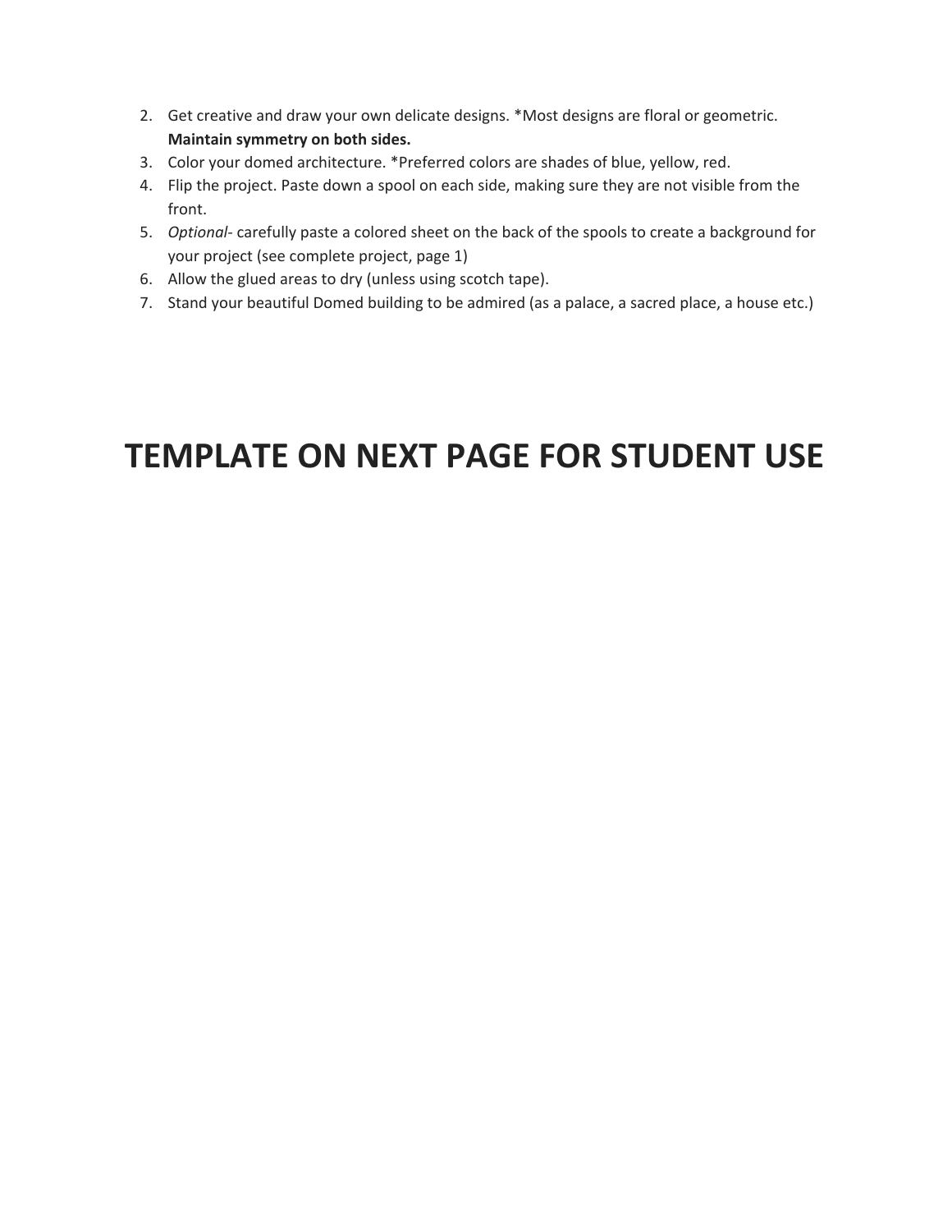2. Get creative and draw your own delicate designs. *Most designs are floral or geometric. **Maintain symmetry on both sides.**
3. Color your domed architecture. *Preferred colors are shades of blue, yellow, red.
4. Flip the project. Paste down a spool on each side, making sure they are not visible from the front.
5. *Optional*- carefully paste a colored sheet on the back of the spools to create a background for your project (see complete project, page 1)
6. Allow the glued areas to dry (unless using scotch tape).
7. Stand your beautiful Domed building to be admired (as a palace, a sacred place, a house etc.)

# TEMPLATE ON NEXT PAGE FOR STUDENT USE